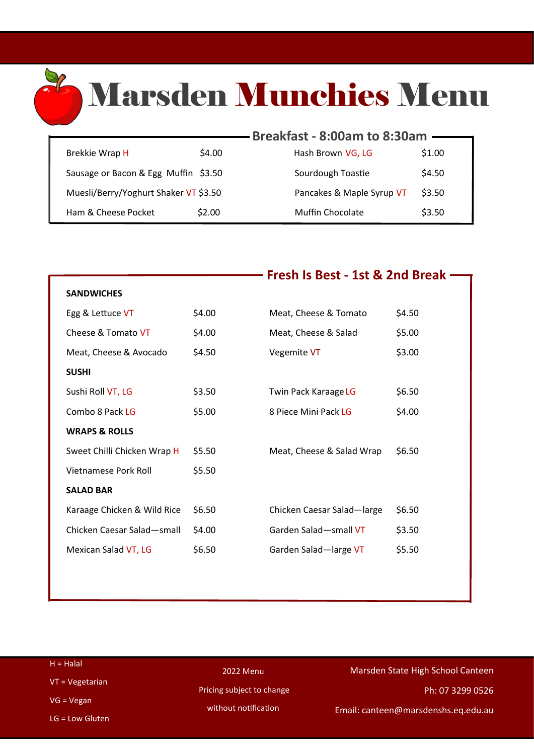# Marsden Munchies Menu

## Breakfast - 8:00am to 8:30am

| Item | Price | Item | Price |
|---|---|---|---|
| Brekkie Wrap H | $4.00 | Hash Brown VG, LG | $1.00 |
| Sausage or Bacon & Egg Muffin | $3.50 | Sourdough Toastie | $4.50 |
| Muesli/Berry/Yoghurt Shaker VT | $3.50 | Pancakes & Maple Syrup VT | $3.50 |
| Ham & Cheese Pocket | $2.00 | Muffin Chocolate | $3.50 |

## Fresh Is Best - 1st & 2nd Break

**SANDWICHES**

| Item | Price | Item | Price |
|---|---|---|---|
| Egg & Lettuce VT | $4.00 | Meat, Cheese & Tomato | $4.50 |
| Cheese & Tomato VT | $4.00 | Meat, Cheese & Salad | $5.00 |
| Meat, Cheese & Avocado | $4.50 | Vegemite VT | $3.00 |

**SUSHI**

| Item | Price | Item | Price |
|---|---|---|---|
| Sushi Roll VT, LG | $3.50 | Twin Pack Karaage LG | $6.50 |
| Combo 8 Pack LG | $5.00 | 8 Piece Mini Pack LG | $4.00 |

**WRAPS & ROLLS**

| Item | Price | Item | Price |
|---|---|---|---|
| Sweet Chilli Chicken Wrap H | $5.50 | Meat, Cheese & Salad Wrap | $6.50 |
| Vietnamese Pork Roll | $5.50 | | |

**SALAD BAR**

| Item | Price | Item | Price |
|---|---|---|---|
| Karaage Chicken & Wild Rice | $6.50 | Chicken Caesar Salad—large | $6.50 |
| Chicken Caesar Salad—small | $4.00 | Garden Salad—small VT | $3.50 |
| Mexican Salad VT, LG | $6.50 | Garden Salad—large VT | $5.50 |

H = Halal
VT = Vegetarian
VG = Vegan
LG = Low Gluten

2022 Menu
Pricing subject to change without notification

Marsden State High School Canteen
Ph: 07 3299 0526
Email: canteen@marsdenshs.eq.edu.au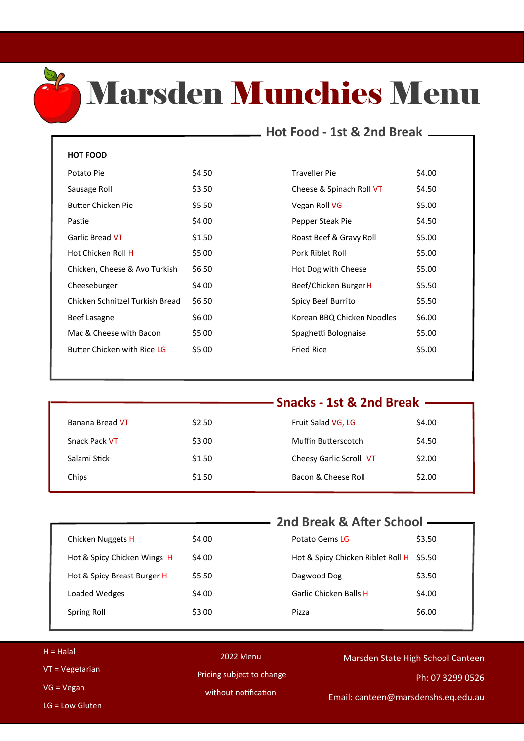# Marsden Munchies Menu

## Hot Food - 1st & 2nd Break

**HOT FOOD**

| Item | Price | Item | Price |
|---|---|---|---|
| Potato Pie | $4.50 | Traveller Pie | $4.00 |
| Sausage Roll | $3.50 | Cheese & Spinach Roll VT | $4.50 |
| Butter Chicken Pie | $5.50 | Vegan Roll VG | $5.00 |
| Pastie | $4.00 | Pepper Steak Pie | $4.50 |
| Garlic Bread VT | $1.50 | Roast Beef & Gravy Roll | $5.00 |
| Hot Chicken Roll H | $5.00 | Pork Riblet Roll | $5.00 |
| Chicken, Cheese & Avo Turkish | $6.50 | Hot Dog with Cheese | $5.00 |
| Cheeseburger | $4.00 | Beef/Chicken Burger H | $5.50 |
| Chicken Schnitzel Turkish Bread | $6.50 | Spicy Beef Burrito | $5.50 |
| Beef Lasagne | $6.00 | Korean BBQ Chicken Noodles | $6.00 |
| Mac & Cheese with Bacon | $5.00 | Spaghetti Bolognaise | $5.00 |
| Butter Chicken with Rice LG | $5.00 | Fried Rice | $5.00 |

## Snacks - 1st & 2nd Break

| Item | Price | Item | Price |
|---|---|---|---|
| Banana Bread VT | $2.50 | Fruit Salad VG, LG | $4.00 |
| Snack Pack VT | $3.00 | Muffin Butterscotch | $4.50 |
| Salami Stick | $1.50 | Cheesy Garlic Scroll VT | $2.00 |
| Chips | $1.50 | Bacon & Cheese Roll | $2.00 |

## 2nd Break & After School

| Item | Price | Item | Price |
|---|---|---|---|
| Chicken Nuggets H | $4.00 | Potato Gems LG | $3.50 |
| Hot & Spicy Chicken Wings H | $4.00 | Hot & Spicy Chicken Riblet Roll H | $5.50 |
| Hot & Spicy Breast Burger H | $5.50 | Dagwood Dog | $3.50 |
| Loaded Wedges | $4.00 | Garlic Chicken Balls H | $4.00 |
| Spring Roll | $3.00 | Pizza | $6.00 |

H = Halal

VT = Vegetarian

VG = Vegan

LG = Low Gluten

2022 Menu

Pricing subject to change without notification

Marsden State High School Canteen

Ph: 07 3299 0526

Email: canteen@marsdenshs.eq.edu.au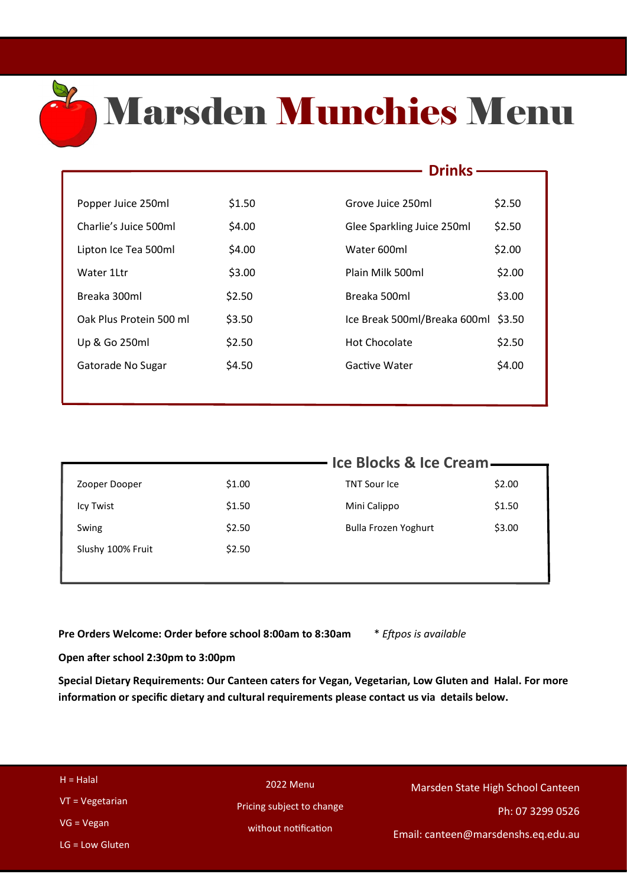# Marsden Munchies Menu

## Drinks

| | | | |
|---|---|---|---|
| Popper Juice 250ml | $1.50 | Grove Juice 250ml | $2.50 |
| Charlie's Juice 500ml | $4.00 | Glee Sparkling Juice 250ml | $2.50 |
| Lipton Ice Tea 500ml | $4.00 | Water 600ml | $2.00 |
| Water 1Ltr | $3.00 | Plain Milk 500ml | $2.00 |
| Breaka 300ml | $2.50 | Breaka 500ml | $3.00 |
| Oak Plus Protein 500 ml | $3.50 | Ice Break 500ml/Breaka 600ml | $3.50 |
| Up & Go 250ml | $2.50 | Hot Chocolate | $2.50 |
| Gatorade No Sugar | $4.50 | Gactive Water | $4.00 |

## Ice Blocks & Ice Cream

| | | | |
|---|---|---|---|
| Zooper Dooper | $1.00 | TNT Sour Ice | $2.00 |
| Icy Twist | $1.50 | Mini Calippo | $1.50 |
| Swing | $2.50 | Bulla Frozen Yoghurt | $3.00 |
| Slushy 100% Fruit | $2.50 | | |

**Pre Orders Welcome: Order before school 8:00am to 8:30am** * *Eftpos is available*

**Open after school 2:30pm to 3:00pm**

**Special Dietary Requirements: Our Canteen caters for Vegan, Vegetarian, Low Gluten and Halal. For more information or specific dietary and cultural requirements please contact us via details below.**

H = Halal
VT = Vegetarian
VG = Vegan
LG = Low Gluten

2022 Menu
Pricing subject to change without notification

Marsden State High School Canteen
Ph: 07 3299 0526
Email: canteen@marsdenshs.eq.edu.au